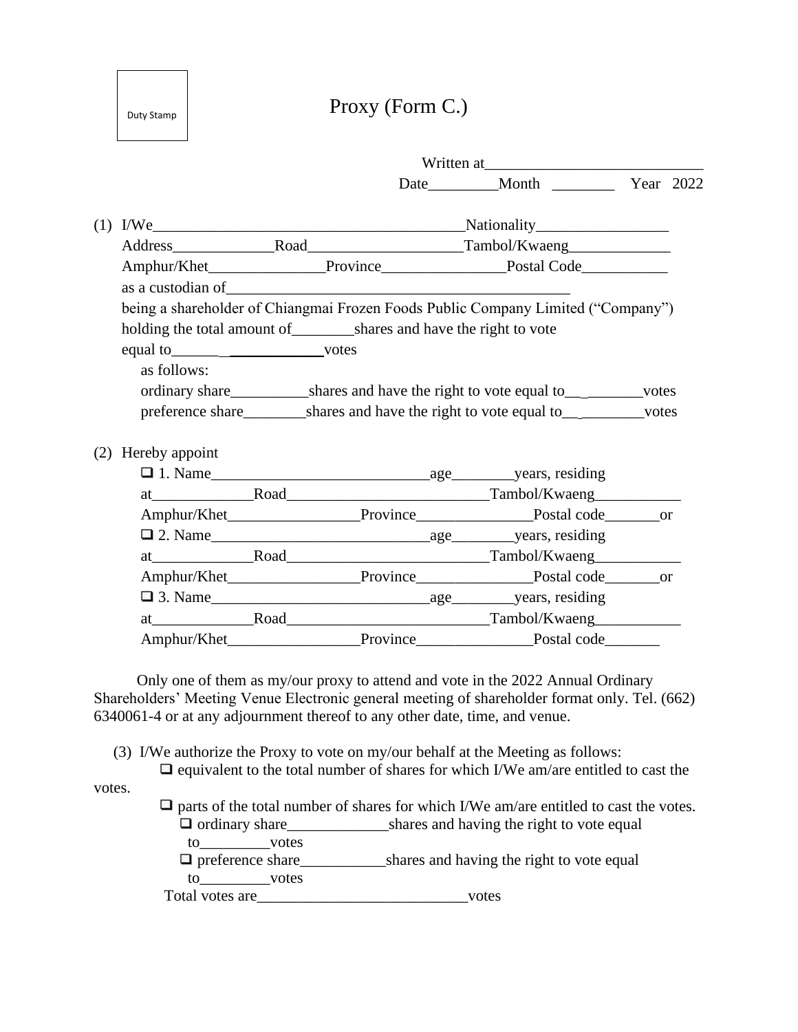Duty Stamp

# Proxy (Form C.)

Written at\_\_\_\_\_\_\_\_\_\_\_\_\_\_\_\_\_\_\_\_\_\_\_\_\_\_\_\_

Date\_\_\_\_\_\_\_\_\_Month \_\_\_\_\_\_\_\_ Year 2022

(1) I/We\_\_\_\_\_\_\_\_\_\_\_\_\_\_\_\_\_\_\_\_\_\_\_\_\_\_\_\_\_\_\_\_\_\_\_\_\_\_\_\_\_Nationality\_\_\_\_\_\_\_\_\_\_\_\_\_\_\_\_\_\_
Address\_\_\_\_\_\_\_\_\_\_\_\_\_Road\_\_\_\_\_\_\_\_\_\_\_\_\_\_\_\_\_\_\_\_Tambol/Kwaeng\_\_\_\_\_\_\_\_\_\_\_\_\_
Amphur/Khet\_\_\_\_\_\_\_\_\_\_\_\_\_\_\_Province\_\_\_\_\_\_\_\_\_\_\_\_\_\_\_\_Postal Code\_\_\_\_\_\_\_\_\_\_\_
as a custodian of\_\_\_\_\_\_\_\_\_\_\_\_\_\_\_\_\_\_\_\_\_\_\_\_\_\_\_\_\_\_\_\_\_\_\_\_\_\_\_\_\_\_\_\_\_
being a shareholder of Chiangmai Frozen Foods Public Company Limited ("Company")
holding the total amount of\_\_\_\_\_\_\_\_shares and have the right to vote
equal to\_\_\_\_\_\_\_\_\_\_\_\_\_\_\_\_\_\_votes
as follows:
ordinary share\_\_\_\_\_\_\_\_\_\_shares and have the right to vote equal to\_\_\_\_\_\_\_\_\_\_votes
preference share\_\_\_\_\_\_\_\_shares and have the right to vote equal to\_\_\_\_\_\_\_\_\_\_\_votes

(2) Hereby appoint
❑ 1. Name\_\_\_\_\_\_\_\_\_\_\_\_\_\_\_\_\_\_\_\_\_\_\_\_\_\_\_\_\_age\_\_\_\_\_\_\_\_years, residing
at\_\_\_\_\_\_\_\_\_\_\_\_\_Road\_\_\_\_\_\_\_\_\_\_\_\_\_\_\_\_\_\_\_\_\_\_\_\_\_\_Tambol/Kwaeng\_\_\_\_\_\_\_\_\_\_\_
Amphur/Khet\_\_\_\_\_\_\_\_\_\_\_\_\_\_\_\_\_Province\_\_\_\_\_\_\_\_\_\_\_\_\_\_\_Postal code\_\_\_\_\_\_\_or
❑ 2. Name\_\_\_\_\_\_\_\_\_\_\_\_\_\_\_\_\_\_\_\_\_\_\_\_\_\_\_\_\_age\_\_\_\_\_\_\_\_years, residing
at\_\_\_\_\_\_\_\_\_\_\_\_\_Road\_\_\_\_\_\_\_\_\_\_\_\_\_\_\_\_\_\_\_\_\_\_\_\_\_\_Tambol/Kwaeng\_\_\_\_\_\_\_\_\_\_\_
Amphur/Khet\_\_\_\_\_\_\_\_\_\_\_\_\_\_\_\_\_Province\_\_\_\_\_\_\_\_\_\_\_\_\_\_\_Postal code\_\_\_\_\_\_\_or
❑ 3. Name\_\_\_\_\_\_\_\_\_\_\_\_\_\_\_\_\_\_\_\_\_\_\_\_\_\_\_\_\_age\_\_\_\_\_\_\_\_years, residing
at\_\_\_\_\_\_\_\_\_\_\_\_\_Road\_\_\_\_\_\_\_\_\_\_\_\_\_\_\_\_\_\_\_\_\_\_\_\_\_\_Tambol/Kwaeng\_\_\_\_\_\_\_\_\_\_\_
Amphur/Khet\_\_\_\_\_\_\_\_\_\_\_\_\_\_\_\_\_Province\_\_\_\_\_\_\_\_\_\_\_\_\_\_\_Postal code\_\_\_\_\_\_\_

Only one of them as my/our proxy to attend and vote in the 2022 Annual Ordinary Shareholders' Meeting Venue Electronic general meeting of shareholder format only. Tel. (662) 6340061-4 or at any adjournment thereof to any other date, time, and venue.

(3) I/We authorize the Proxy to vote on my/our behalf at the Meeting as follows:
❑ equivalent to the total number of shares for which I/We am/are entitled to cast the votes.
❑ parts of the total number of shares for which I/We am/are entitled to cast the votes.
❑ ordinary share\_\_\_\_\_\_\_\_\_\_\_\_\_shares and having the right to vote equal to\_\_\_\_\_\_\_\_\_votes
❑ preference share\_\_\_\_\_\_\_\_\_\_\_shares and having the right to vote equal to\_\_\_\_\_\_\_\_\_votes
Total votes are\_\_\_\_\_\_\_\_\_\_\_\_\_\_\_\_\_\_\_\_\_\_\_\_\_\_\_votes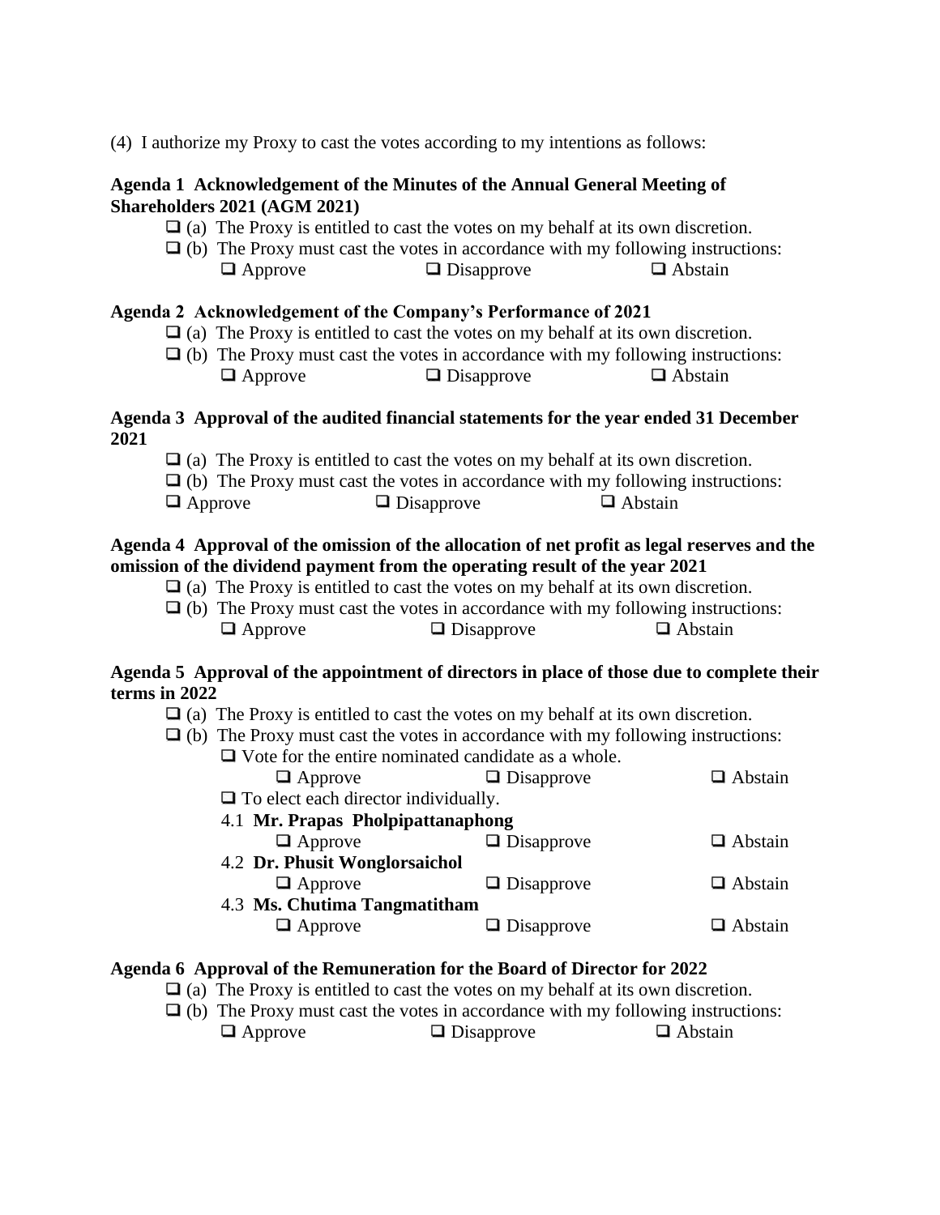(4) I authorize my Proxy to cast the votes according to my intentions as follows:

**Agenda 1 Acknowledgement of the Minutes of the Annual General Meeting of Shareholders 2021 (AGM 2021)**

❑ (a) The Proxy is entitled to cast the votes on my behalf at its own discretion.
❑ (b) The Proxy must cast the votes in accordance with my following instructions:
❑ Approve ❑ Disapprove ❑ Abstain

**Agenda 2 Acknowledgement of the Company's Performance of 2021**

❑ (a) The Proxy is entitled to cast the votes on my behalf at its own discretion.
❑ (b) The Proxy must cast the votes in accordance with my following instructions:
❑ Approve ❑ Disapprove ❑ Abstain

**Agenda 3 Approval of the audited financial statements for the year ended 31 December 2021**

❑ (a) The Proxy is entitled to cast the votes on my behalf at its own discretion.
❑ (b) The Proxy must cast the votes in accordance with my following instructions:
❑ Approve ❑ Disapprove ❑ Abstain

**Agenda 4 Approval of the omission of the allocation of net profit as legal reserves and the omission of the dividend payment from the operating result of the year 2021**

❑ (a) The Proxy is entitled to cast the votes on my behalf at its own discretion.
❑ (b) The Proxy must cast the votes in accordance with my following instructions:
❑ Approve ❑ Disapprove ❑ Abstain

**Agenda 5 Approval of the appointment of directors in place of those due to complete their terms in 2022**

❑ (a) The Proxy is entitled to cast the votes on my behalf at its own discretion.
❑ (b) The Proxy must cast the votes in accordance with my following instructions:
❑ Vote for the entire nominated candidate as a whole.
❑ Approve ❑ Disapprove ❑ Abstain
❑ To elect each director individually.
4.1 **Mr. Prapas Pholpipattanaphong**
❑ Approve ❑ Disapprove ❑ Abstain
4.2 **Dr. Phusit Wonglorsaichol**
❑ Approve ❑ Disapprove ❑ Abstain
4.3 **Ms. Chutima Tangmatitham**
❑ Approve ❑ Disapprove ❑ Abstain

**Agenda 6 Approval of the Remuneration for the Board of Director for 2022**

❑ (a) The Proxy is entitled to cast the votes on my behalf at its own discretion.
❑ (b) The Proxy must cast the votes in accordance with my following instructions:
❑ Approve ❑ Disapprove ❑ Abstain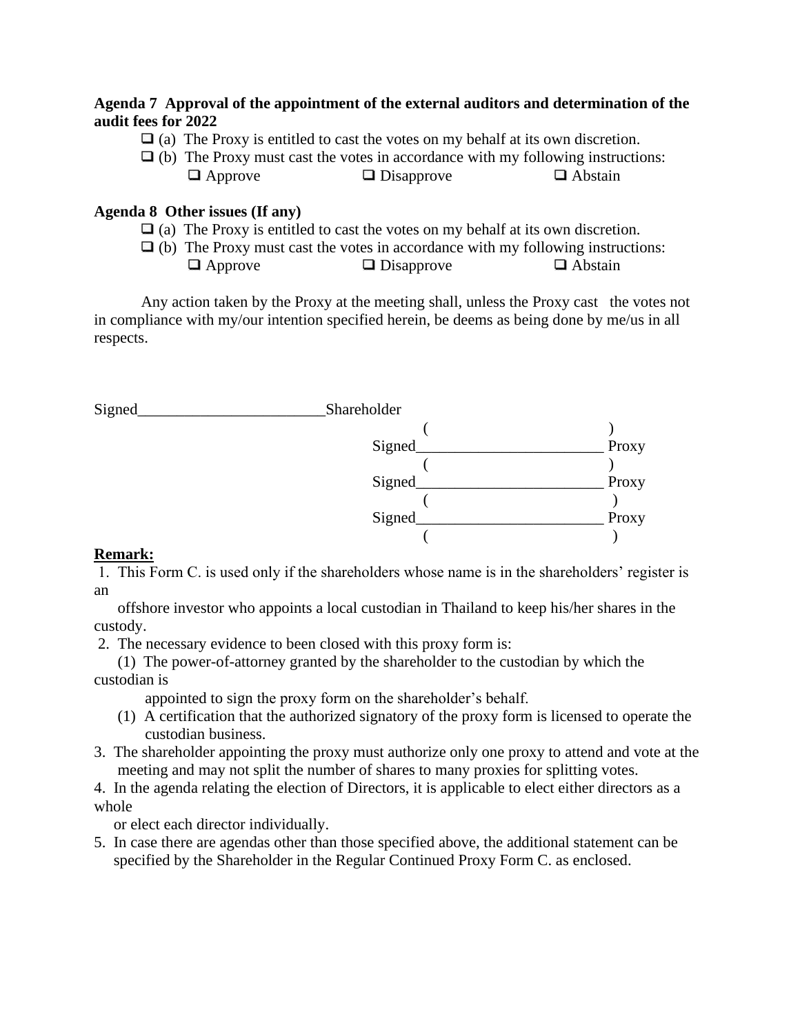**Agenda 7 Approval of the appointment of the external auditors and determination of the audit fees for 2022**

❑ (a) The Proxy is entitled to cast the votes on my behalf at its own discretion.

❑ (b) The Proxy must cast the votes in accordance with my following instructions:

❑ Approve ❑ Disapprove ❑ Abstain

**Agenda 8 Other issues (If any)**

❑ (a) The Proxy is entitled to cast the votes on my behalf at its own discretion.

❑ (b) The Proxy must cast the votes in accordance with my following instructions:

❑ Approve ❑ Disapprove ❑ Abstain

Any action taken by the Proxy at the meeting shall, unless the Proxy cast the votes not in compliance with my/our intention specified herein, be deems as being done by me/us in all respects.

Signed________________________Shareholder
( )

Signed________________________ Proxy
( )

Signed________________________ Proxy
( )

Signed________________________ Proxy
( )

**Remark:**

1. This Form C. is used only if the shareholders whose name is in the shareholders' register is an offshore investor who appoints a local custodian in Thailand to keep his/her shares in the custody.
2. The necessary evidence to been closed with this proxy form is:
   (1) The power-of-attorney granted by the shareholder to the custodian by which the custodian is appointed to sign the proxy form on the shareholder's behalf.
   (1) A certification that the authorized signatory of the proxy form is licensed to operate the custodian business.
3. The shareholder appointing the proxy must authorize only one proxy to attend and vote at the meeting and may not split the number of shares to many proxies for splitting votes.
4. In the agenda relating the election of Directors, it is applicable to elect either directors as a whole or elect each director individually.
5. In case there are agendas other than those specified above, the additional statement can be specified by the Shareholder in the Regular Continued Proxy Form C. as enclosed.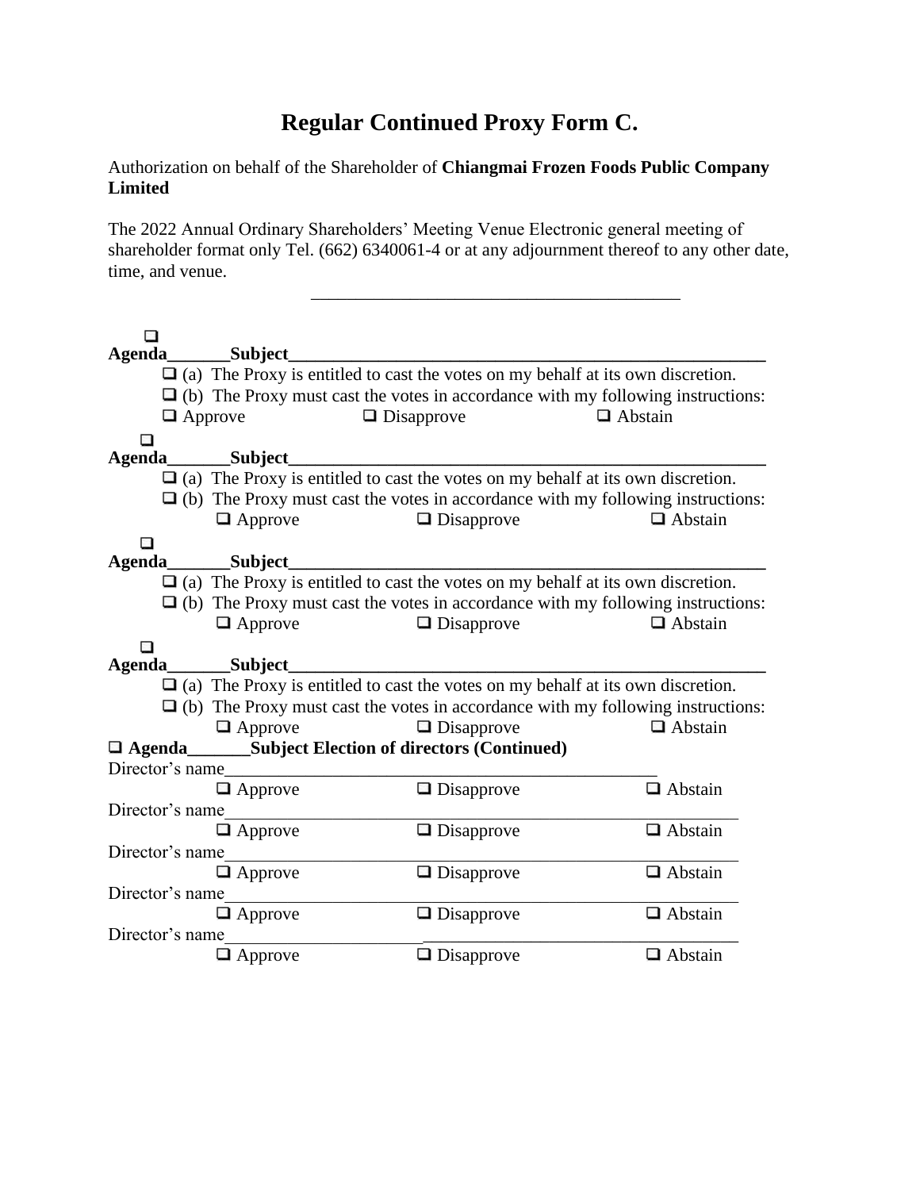# Regular Continued Proxy Form C.

Authorization on behalf of the Shareholder of **Chiangmai Frozen Foods Public Company Limited**

The 2022 Annual Ordinary Shareholders' Meeting Venue Electronic general meeting of shareholder format only Tel. (662) 6340061-4 or at any adjournment thereof to any other date, time, and venue.

_________________________________________

❑ **Agenda_______Subject________________________________________________________**

❑ (a) The Proxy is entitled to cast the votes on my behalf at its own discretion.

❑ (b) The Proxy must cast the votes in accordance with my following instructions:

❑ Approve ❑ Disapprove ❑ Abstain

❑ **Agenda_______Subject________________________________________________________**

❑ (a) The Proxy is entitled to cast the votes on my behalf at its own discretion.

❑ (b) The Proxy must cast the votes in accordance with my following instructions:

❑ Approve ❑ Disapprove ❑ Abstain

❑ **Agenda_______Subject________________________________________________________**

❑ (a) The Proxy is entitled to cast the votes on my behalf at its own discretion.

❑ (b) The Proxy must cast the votes in accordance with my following instructions:

❑ Approve ❑ Disapprove ❑ Abstain

❑ **Agenda_______Subject________________________________________________________**

❑ (a) The Proxy is entitled to cast the votes on my behalf at its own discretion.

❑ (b) The Proxy must cast the votes in accordance with my following instructions:

❑ Approve ❑ Disapprove ❑ Abstain

❑ **Agenda_______Subject Election of directors (Continued)**

Director's name__________________________________________________

❑ Approve ❑ Disapprove ❑ Abstain

Director's name__________________________________________________________

❑ Approve ❑ Disapprove ❑ Abstain

Director's name__________________________________________________________

❑ Approve ❑ Disapprove ❑ Abstain

Director's name__________________________________________________________

❑ Approve ❑ Disapprove ❑ Abstain

Director's name__________________________________________________________

❑ Approve ❑ Disapprove ❑ Abstain